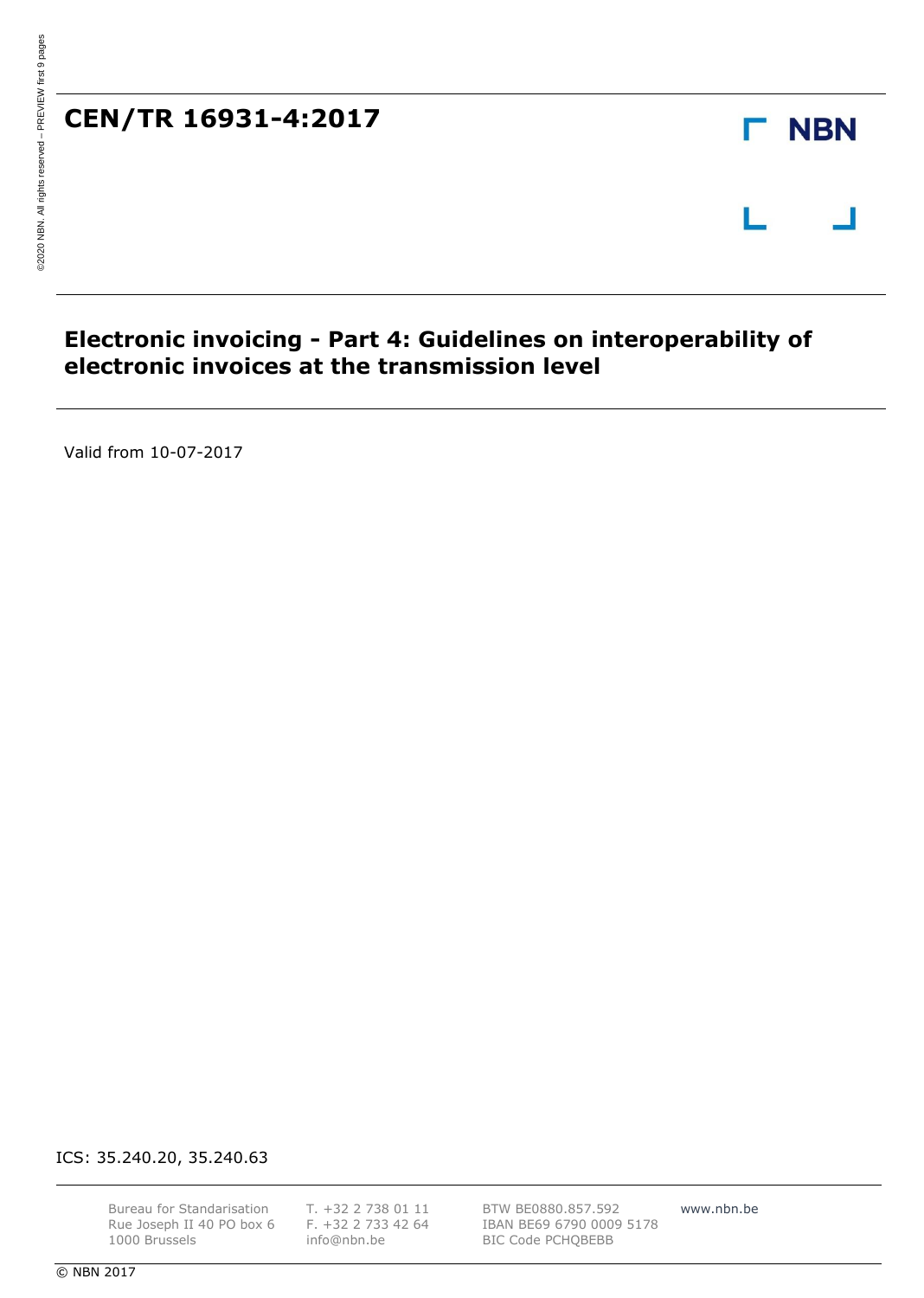# CEN/TR 16931-4:2017

NBN

## Electronic invoicing - Part 4: Guidelines on interoperability of electronic invoices at the transmission level

Valid from 10-07-2017

ICS: 35.240.20, 35.240.63

Bureau for Standarisation
Rue Joseph II 40 PO box 6
1000 Brussels

T. +32 2 738 01 11
F. +32 2 733 42 64
info@nbn.be

BTW BE0880.857.592
IBAN BE69 6790 0009 5178
BIC Code PCHQBEBB

www.nbn.be

© NBN 2017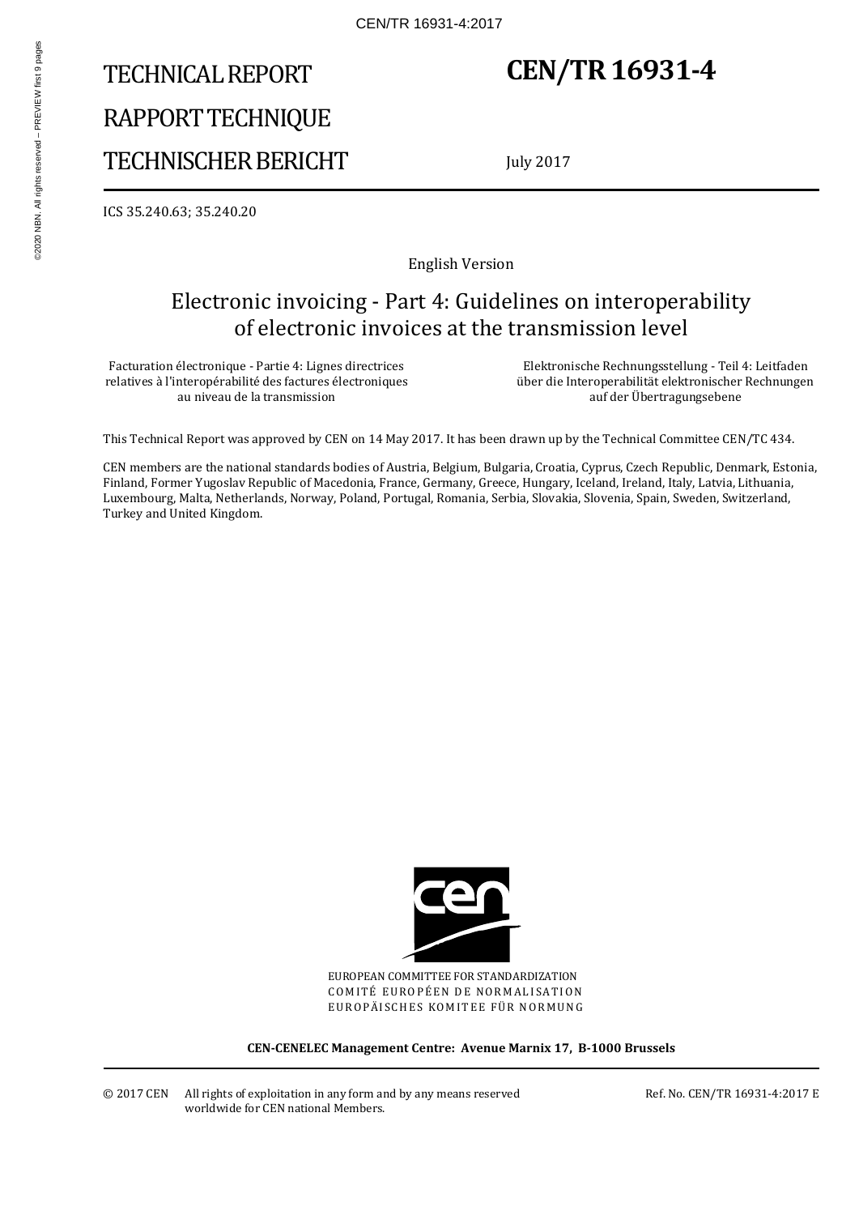# TECHNICAL REPORT

# RAPPORT TECHNIQUE

# TECHNISCHER BERICHT

# CEN/TR 16931-4

July 2017

ICS 35.240.63; 35.240.20

English Version

## Electronic invoicing - Part 4: Guidelines on interoperability of electronic invoices at the transmission level

Facturation électronique - Partie 4: Lignes directrices relatives à l'interopérabilité des factures électroniques au niveau de la transmission

Elektronische Rechnungsstellung - Teil 4: Leitfaden über die Interoperabilität elektronischer Rechnungen auf der Übertragungsebene

This Technical Report was approved by CEN on 14 May 2017. It has been drawn up by the Technical Committee CEN/TC 434.

CEN members are the national standards bodies of Austria, Belgium, Bulgaria, Croatia, Cyprus, Czech Republic, Denmark, Estonia, Finland, Former Yugoslav Republic of Macedonia, France, Germany, Greece, Hungary, Iceland, Ireland, Italy, Latvia, Lithuania, Luxembourg, Malta, Netherlands, Norway, Poland, Portugal, Romania, Serbia, Slovakia, Slovenia, Spain, Sweden, Switzerland, Turkey and United Kingdom.

EUROPEAN COMMITTEE FOR STANDARDIZATION
COMITÉ EUROPÉEN DE NORMALISATION
EUROPÄISCHES KOMITEE FÜR NORMUNG

**CEN-CENELEC Management Centre: Avenue Marnix 17, B-1000 Brussels**

© 2017 CEN All rights of exploitation in any form and by any means reserved worldwide for CEN national Members.

Ref. No. CEN/TR 16931-4:2017 E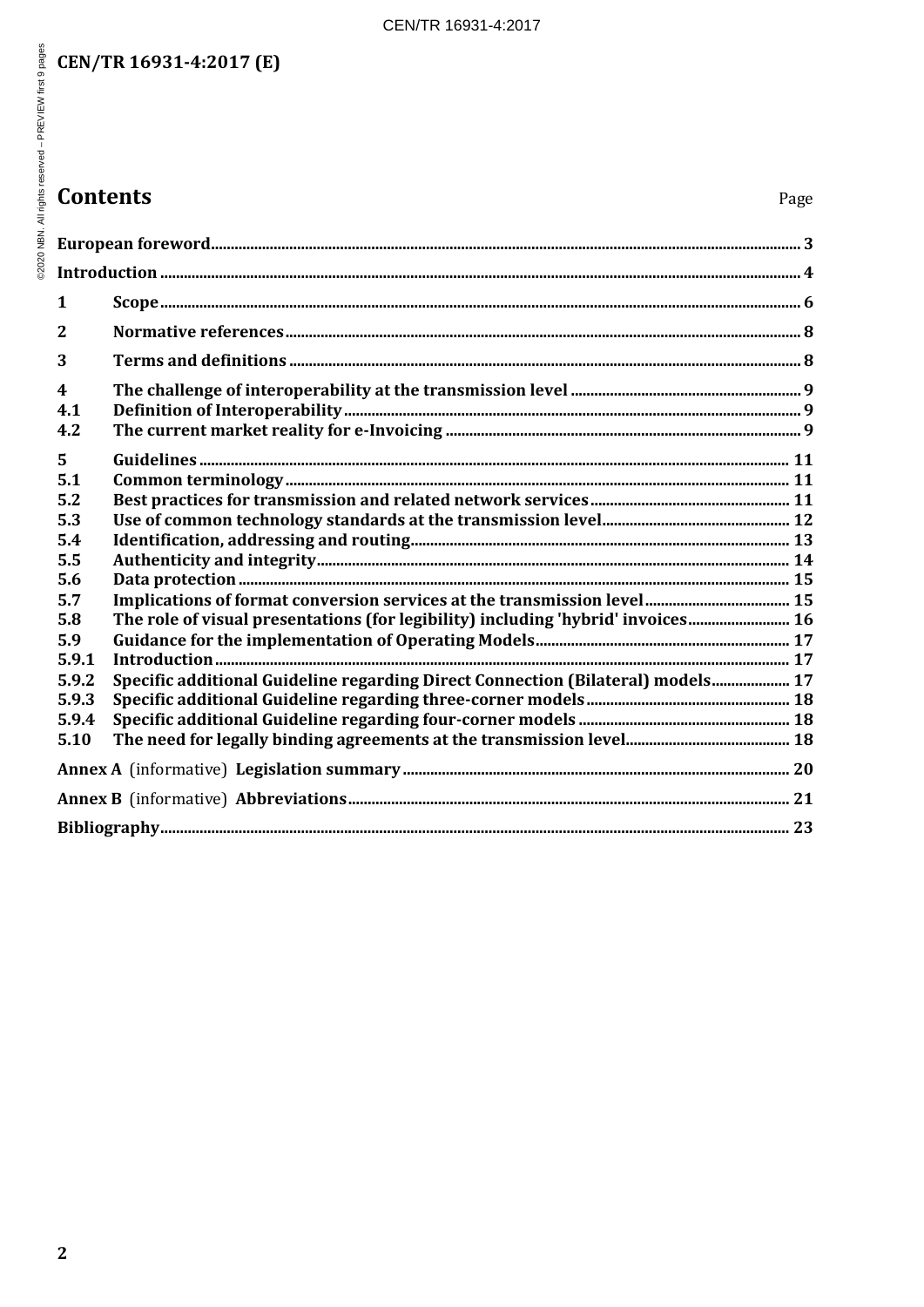# Contents

| | | Page |
|---|---|---|
| **European foreword** | | **3** |
| **Introduction** | | **4** |
| **1** | **Scope** | **6** |
| **2** | **Normative references** | **8** |
| **3** | **Terms and definitions** | **8** |
| **4** | **The challenge of interoperability at the transmission level** | **9** |
| **4.1** | **Definition of Interoperability** | **9** |
| **4.2** | **The current market reality for e-Invoicing** | **9** |
| **5** | **Guidelines** | **11** |
| **5.1** | **Common terminology** | **11** |
| **5.2** | **Best practices for transmission and related network services** | **11** |
| **5.3** | **Use of common technology standards at the transmission level** | **12** |
| **5.4** | **Identification, addressing and routing** | **13** |
| **5.5** | **Authenticity and integrity** | **14** |
| **5.6** | **Data protection** | **15** |
| **5.7** | **Implications of format conversion services at the transmission level** | **15** |
| **5.8** | **The role of visual presentations (for legibility) including 'hybrid' invoices** | **16** |
| **5.9** | **Guidance for the implementation of Operating Models** | **17** |
| **5.9.1** | **Introduction** | **17** |
| **5.9.2** | **Specific additional Guideline regarding Direct Connection (Bilateral) models** | **17** |
| **5.9.3** | **Specific additional Guideline regarding three-corner models** | **18** |
| **5.9.4** | **Specific additional Guideline regarding four-corner models** | **18** |
| **5.10** | **The need for legally binding agreements at the transmission level** | **18** |
| **Annex A** (informative) **Legislation summary** | | **20** |
| **Annex B** (informative) **Abbreviations** | | **21** |
| **Bibliography** | | **23** |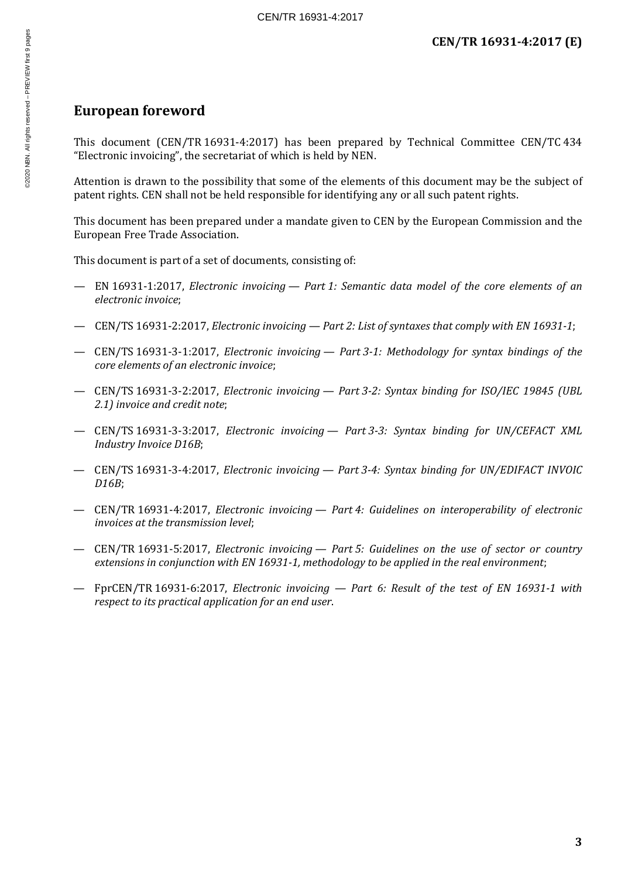# European foreword

This document (CEN/TR 16931-4:2017) has been prepared by Technical Committee CEN/TC 434 “Electronic invoicing”, the secretariat of which is held by NEN.

Attention is drawn to the possibility that some of the elements of this document may be the subject of patent rights. CEN shall not be held responsible for identifying any or all such patent rights.

This document has been prepared under a mandate given to CEN by the European Commission and the European Free Trade Association.

This document is part of a set of documents, consisting of:

- EN 16931-1:2017, *Electronic invoicing — Part 1: Semantic data model of the core elements of an electronic invoice*;
- CEN/TS 16931-2:2017, *Electronic invoicing — Part 2: List of syntaxes that comply with EN 16931-1*;
- CEN/TS 16931-3-1:2017, *Electronic invoicing — Part 3-1: Methodology for syntax bindings of the core elements of an electronic invoice*;
- CEN/TS 16931-3-2:2017, *Electronic invoicing — Part 3-2: Syntax binding for ISO/IEC 19845 (UBL 2.1) invoice and credit note*;
- CEN/TS 16931-3-3:2017, *Electronic invoicing — Part 3-3: Syntax binding for UN/CEFACT XML Industry Invoice D16B*;
- CEN/TS 16931-3-4:2017, *Electronic invoicing — Part 3-4: Syntax binding for UN/EDIFACT INVOIC D16B*;
- CEN/TR 16931-4:2017, *Electronic invoicing — Part 4: Guidelines on interoperability of electronic invoices at the transmission level*;
- CEN/TR 16931-5:2017, *Electronic invoicing — Part 5: Guidelines on the use of sector or country extensions in conjunction with EN 16931-1, methodology to be applied in the real environment*;
- FprCEN/TR 16931-6:2017, *Electronic invoicing — Part 6: Result of the test of EN 16931-1 with respect to its practical application for an end user*.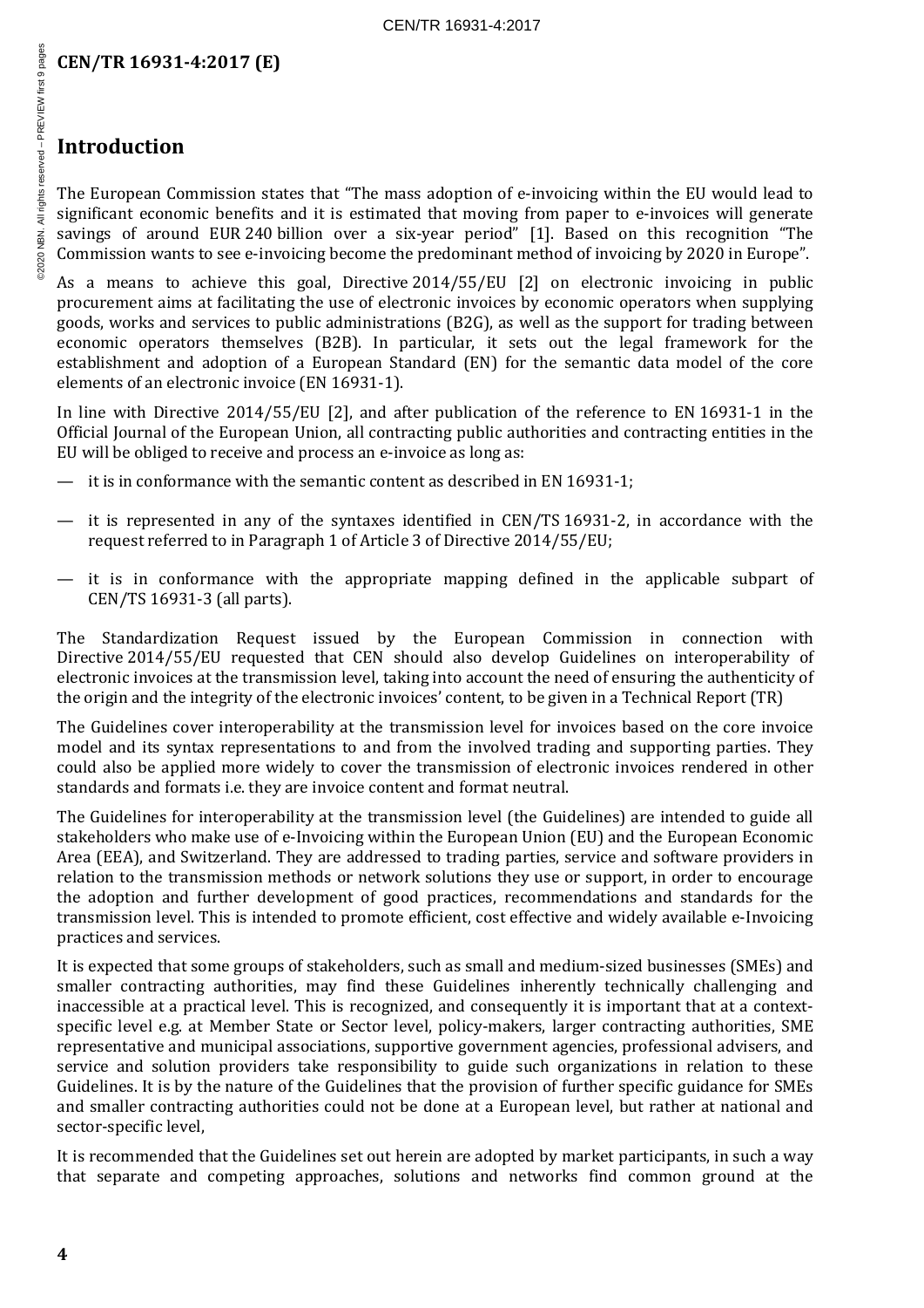## Introduction

The European Commission states that "The mass adoption of e-invoicing within the EU would lead to significant economic benefits and it is estimated that moving from paper to e-invoices will generate savings of around EUR 240 billion over a six-year period" [1]. Based on this recognition "The Commission wants to see e-invoicing become the predominant method of invoicing by 2020 in Europe".

As a means to achieve this goal, Directive 2014/55/EU [2] on electronic invoicing in public procurement aims at facilitating the use of electronic invoices by economic operators when supplying goods, works and services to public administrations (B2G), as well as the support for trading between economic operators themselves (B2B). In particular, it sets out the legal framework for the establishment and adoption of a European Standard (EN) for the semantic data model of the core elements of an electronic invoice (EN 16931-1).

In line with Directive 2014/55/EU [2], and after publication of the reference to EN 16931-1 in the Official Journal of the European Union, all contracting public authorities and contracting entities in the EU will be obliged to receive and process an e-invoice as long as:

— it is in conformance with the semantic content as described in EN 16931-1;

— it is represented in any of the syntaxes identified in CEN/TS 16931-2, in accordance with the request referred to in Paragraph 1 of Article 3 of Directive 2014/55/EU;

— it is in conformance with the appropriate mapping defined in the applicable subpart of CEN/TS 16931-3 (all parts).

The Standardization Request issued by the European Commission in connection with Directive 2014/55/EU requested that CEN should also develop Guidelines on interoperability of electronic invoices at the transmission level, taking into account the need of ensuring the authenticity of the origin and the integrity of the electronic invoices' content, to be given in a Technical Report (TR)

The Guidelines cover interoperability at the transmission level for invoices based on the core invoice model and its syntax representations to and from the involved trading and supporting parties. They could also be applied more widely to cover the transmission of electronic invoices rendered in other standards and formats i.e. they are invoice content and format neutral.

The Guidelines for interoperability at the transmission level (the Guidelines) are intended to guide all stakeholders who make use of e-Invoicing within the European Union (EU) and the European Economic Area (EEA), and Switzerland. They are addressed to trading parties, service and software providers in relation to the transmission methods or network solutions they use or support, in order to encourage the adoption and further development of good practices, recommendations and standards for the transmission level. This is intended to promote efficient, cost effective and widely available e-Invoicing practices and services.

It is expected that some groups of stakeholders, such as small and medium-sized businesses (SMEs) and smaller contracting authorities, may find these Guidelines inherently technically challenging and inaccessible at a practical level. This is recognized, and consequently it is important that at a context-specific level e.g. at Member State or Sector level, policy-makers, larger contracting authorities, SME representative and municipal associations, supportive government agencies, professional advisers, and service and solution providers take responsibility to guide such organizations in relation to these Guidelines. It is by the nature of the Guidelines that the provision of further specific guidance for SMEs and smaller contracting authorities could not be done at a European level, but rather at national and sector-specific level,

It is recommended that the Guidelines set out herein are adopted by market participants, in such a way that separate and competing approaches, solutions and networks find common ground at the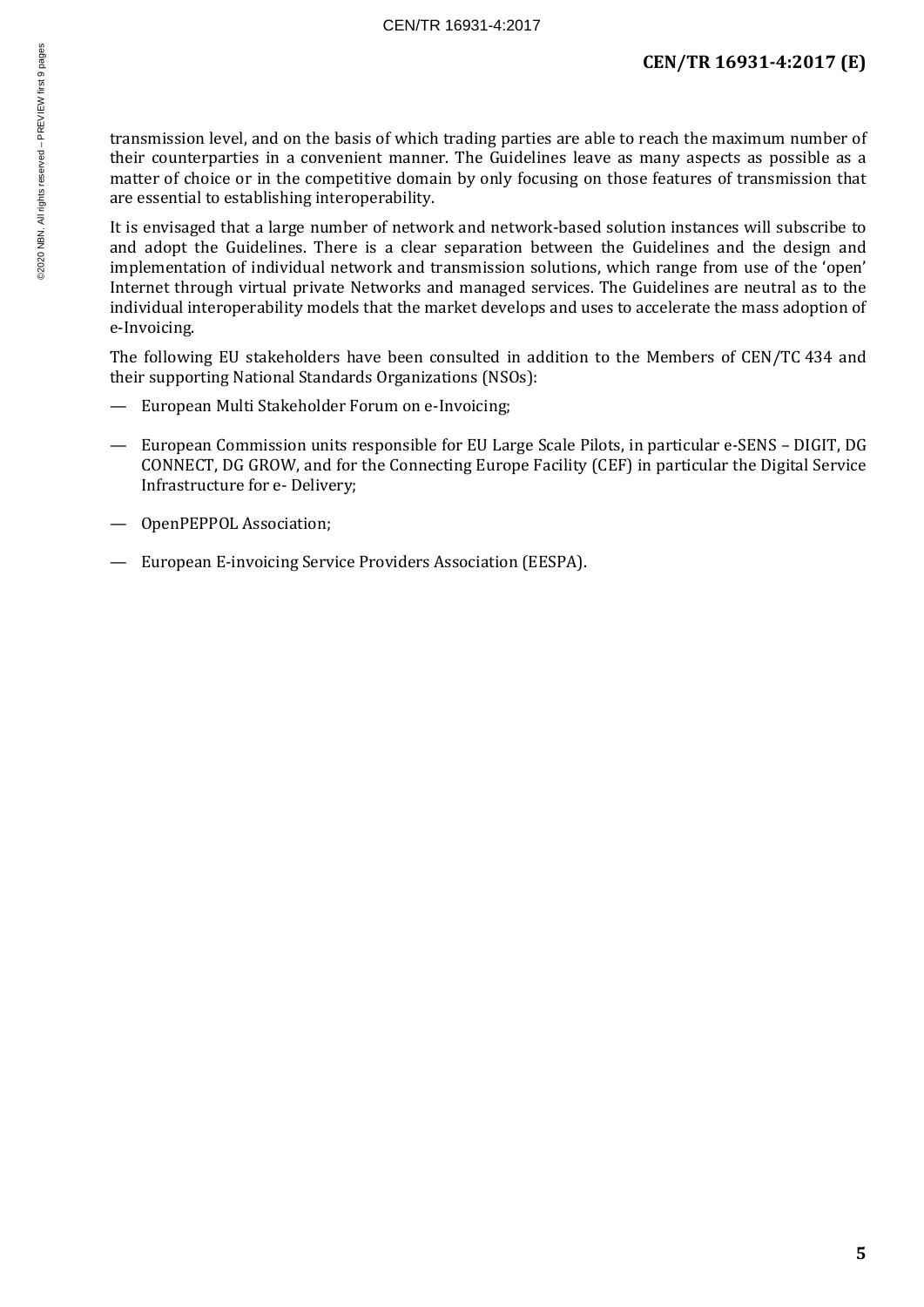transmission level, and on the basis of which trading parties are able to reach the maximum number of their counterparties in a convenient manner. The Guidelines leave as many aspects as possible as a matter of choice or in the competitive domain by only focusing on those features of transmission that are essential to establishing interoperability.

It is envisaged that a large number of network and network-based solution instances will subscribe to and adopt the Guidelines. There is a clear separation between the Guidelines and the design and implementation of individual network and transmission solutions, which range from use of the 'open' Internet through virtual private Networks and managed services. The Guidelines are neutral as to the individual interoperability models that the market develops and uses to accelerate the mass adoption of e-Invoicing.

The following EU stakeholders have been consulted in addition to the Members of CEN/TC 434 and their supporting National Standards Organizations (NSOs):

- European Multi Stakeholder Forum on e-Invoicing;
- European Commission units responsible for EU Large Scale Pilots, in particular e-SENS – DIGIT, DG CONNECT, DG GROW, and for the Connecting Europe Facility (CEF) in particular the Digital Service Infrastructure for e- Delivery;
- OpenPEPPOL Association;
- European E-invoicing Service Providers Association (EESPA).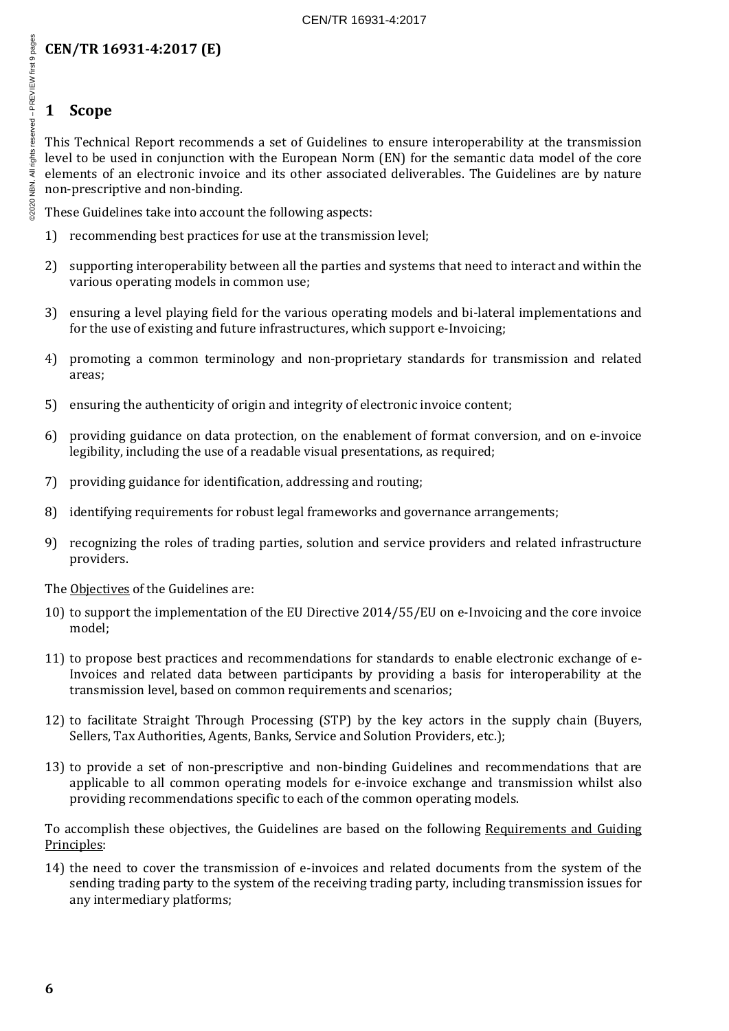## 1 Scope

This Technical Report recommends a set of Guidelines to ensure interoperability at the transmission level to be used in conjunction with the European Norm (EN) for the semantic data model of the core elements of an electronic invoice and its other associated deliverables. The Guidelines are by nature non-prescriptive and non-binding.

These Guidelines take into account the following aspects:

1) recommending best practices for use at the transmission level;
2) supporting interoperability between all the parties and systems that need to interact and within the various operating models in common use;
3) ensuring a level playing field for the various operating models and bi-lateral implementations and for the use of existing and future infrastructures, which support e-Invoicing;
4) promoting a common terminology and non-proprietary standards for transmission and related areas;
5) ensuring the authenticity of origin and integrity of electronic invoice content;
6) providing guidance on data protection, on the enablement of format conversion, and on e-invoice legibility, including the use of a readable visual presentations, as required;
7) providing guidance for identification, addressing and routing;
8) identifying requirements for robust legal frameworks and governance arrangements;
9) recognizing the roles of trading parties, solution and service providers and related infrastructure providers.

The Objectives of the Guidelines are:

10) to support the implementation of the EU Directive 2014/55/EU on e-Invoicing and the core invoice model;
11) to propose best practices and recommendations for standards to enable electronic exchange of e-Invoices and related data between participants by providing a basis for interoperability at the transmission level, based on common requirements and scenarios;
12) to facilitate Straight Through Processing (STP) by the key actors in the supply chain (Buyers, Sellers, Tax Authorities, Agents, Banks, Service and Solution Providers, etc.);
13) to provide a set of non-prescriptive and non-binding Guidelines and recommendations that are applicable to all common operating models for e-invoice exchange and transmission whilst also providing recommendations specific to each of the common operating models.

To accomplish these objectives, the Guidelines are based on the following Requirements and Guiding Principles:

14) the need to cover the transmission of e-invoices and related documents from the system of the sending trading party to the system of the receiving trading party, including transmission issues for any intermediary platforms;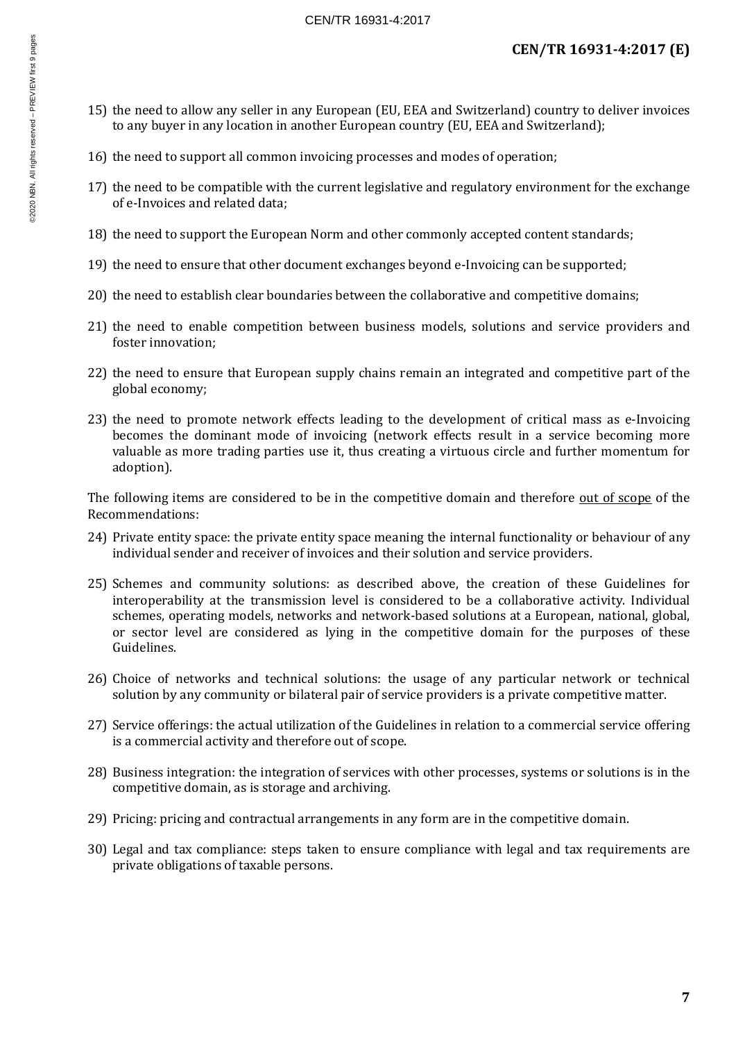15) the need to allow any seller in any European (EU, EEA and Switzerland) country to deliver invoices to any buyer in any location in another European country (EU, EEA and Switzerland);

16) the need to support all common invoicing processes and modes of operation;

17) the need to be compatible with the current legislative and regulatory environment for the exchange of e-Invoices and related data;

18) the need to support the European Norm and other commonly accepted content standards;

19) the need to ensure that other document exchanges beyond e-Invoicing can be supported;

20) the need to establish clear boundaries between the collaborative and competitive domains;

21) the need to enable competition between business models, solutions and service providers and foster innovation;

22) the need to ensure that European supply chains remain an integrated and competitive part of the global economy;

23) the need to promote network effects leading to the development of critical mass as e-Invoicing becomes the dominant mode of invoicing (network effects result in a service becoming more valuable as more trading parties use it, thus creating a virtuous circle and further momentum for adoption).

The following items are considered to be in the competitive domain and therefore <u>out of scope</u> of the Recommendations:

24) Private entity space: the private entity space meaning the internal functionality or behaviour of any individual sender and receiver of invoices and their solution and service providers.

25) Schemes and community solutions: as described above, the creation of these Guidelines for interoperability at the transmission level is considered to be a collaborative activity. Individual schemes, operating models, networks and network-based solutions at a European, national, global, or sector level are considered as lying in the competitive domain for the purposes of these Guidelines.

26) Choice of networks and technical solutions: the usage of any particular network or technical solution by any community or bilateral pair of service providers is a private competitive matter.

27) Service offerings: the actual utilization of the Guidelines in relation to a commercial service offering is a commercial activity and therefore out of scope.

28) Business integration: the integration of services with other processes, systems or solutions is in the competitive domain, as is storage and archiving.

29) Pricing: pricing and contractual arrangements in any form are in the competitive domain.

30) Legal and tax compliance: steps taken to ensure compliance with legal and tax requirements are private obligations of taxable persons.